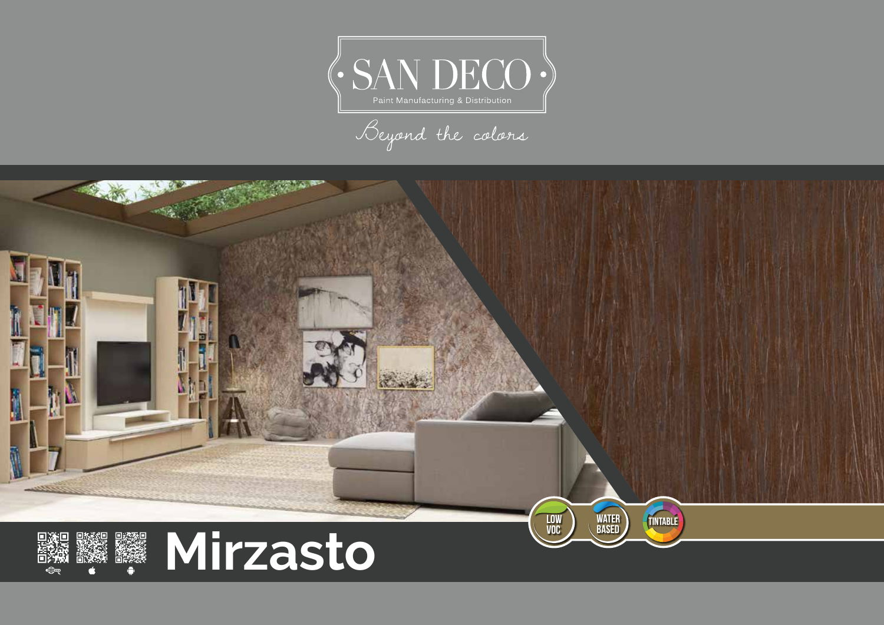# SAN DECO

Paint Manufacturing & Distribution

*Beyond the colors*

LOW VOC

WATER BASED

TINTABLE

# Mirzasto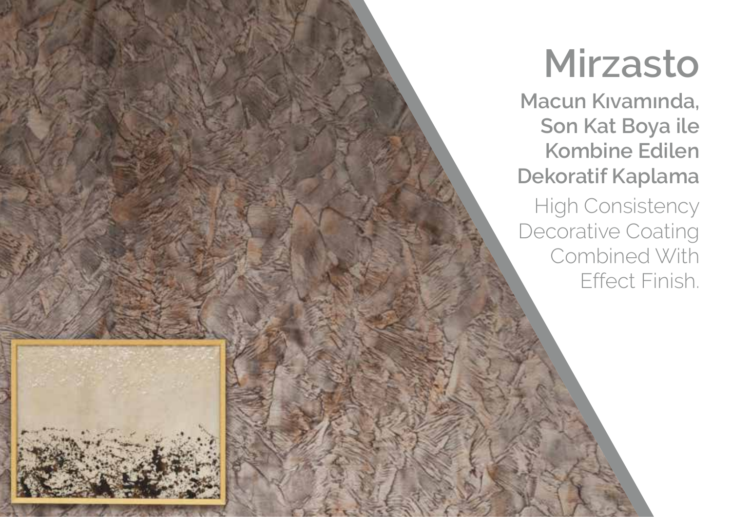# Mirzasto

**Macun Kıvamında, Son Kat Boya ile Kombine Edilen Dekoratif Kaplama**

High Consistency Decorative Coating Combined With Effect Finish.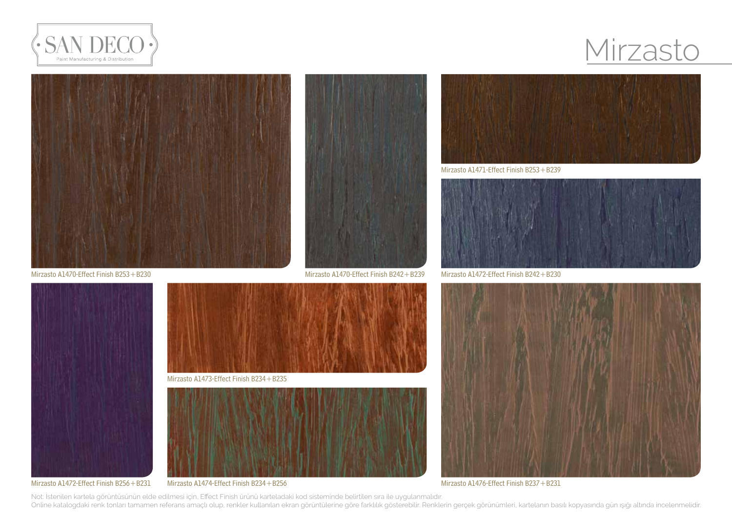SAN DECO

Paint Manufacturing & Distribution

# Mirzasto

Mirzasto A1470-Effect Finish B253+B230

Mirzasto A1470-Effect Finish B242+B239

Mirzasto A1471-Effect Finish B253+B239

Mirzasto A1472-Effect Finish B242+B230

Mirzasto A1473-Effect Finish B234+B235

Mirzasto A1472-Effect Finish B256+B231

Mirzasto A1474-Effect Finish B234+B256

Mirzasto A1476-Effect Finish B237+B231

Not: İstenilen kartela görüntüsünün elde edilmesi için, Effect Finish ürünü karteladaki kod sisteminde belirtilen sıra ile uygulanmalıdır.
Online katalogdaki renk tonları tamamen referans amaçlı olup, renkler kullanılan ekran görüntülerine göre farklılık gösterebilir. Renklerin gerçek görünümleri, kartelanın basılı kopyasında gün ışığı altında incelenmelidir.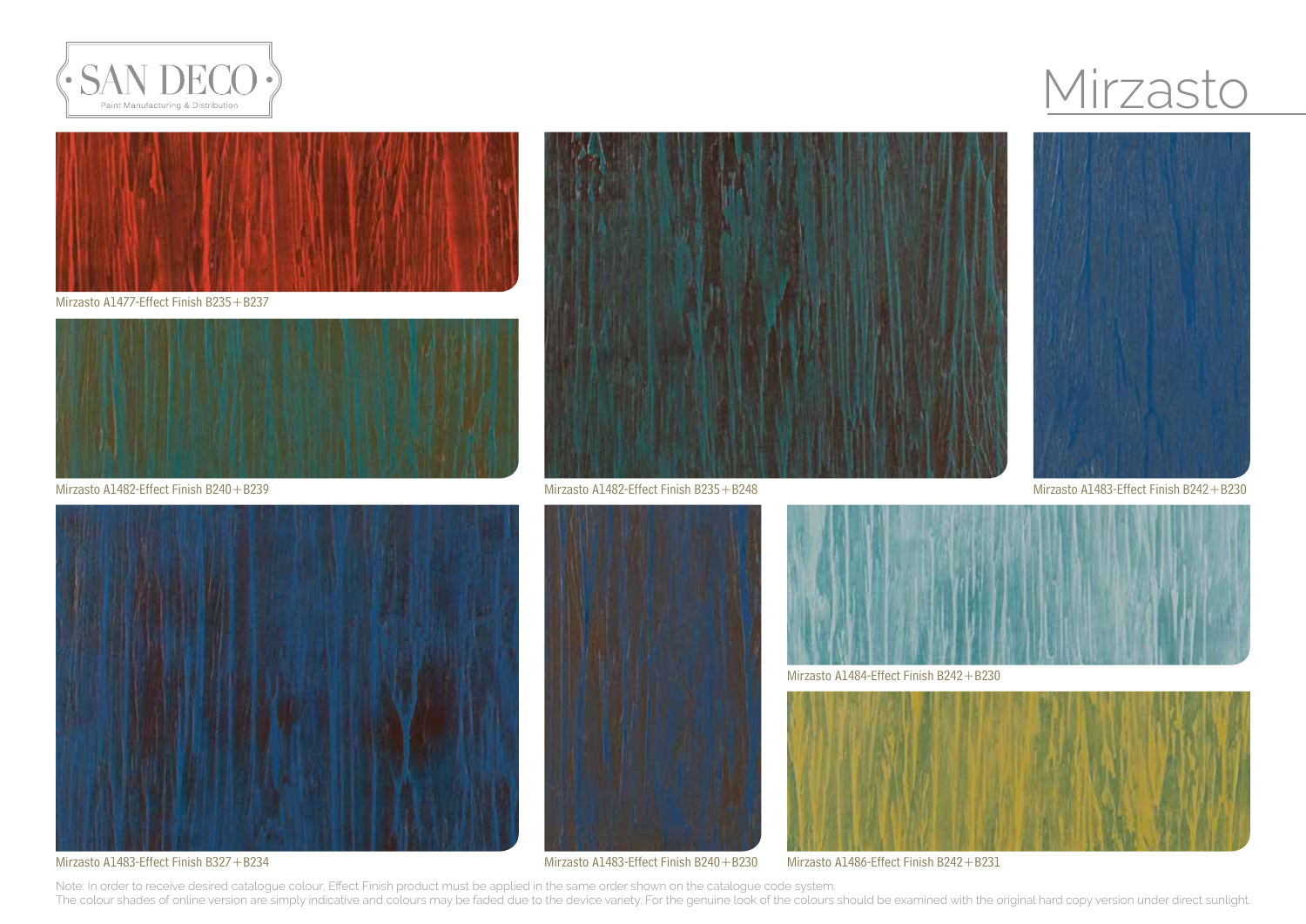# Mirzasto

Mirzasto A1477-Effect Finish B235+B237

Mirzasto A1482-Effect Finish B240+B239

Mirzasto A1482-Effect Finish B235+B248

Mirzasto A1483-Effect Finish B242+B230

Mirzasto A1483-Effect Finish B327+B234

Mirzasto A1483-Effect Finish B240+B230

Mirzasto A1484-Effect Finish B242+B230

Mirzasto A1486-Effect Finish B242+B231

Note: In order to receive desired catalogue colour, Effect Finish product must be applied in the same order shown on the catalogue code system.
The colour shades of online version are simply indicative and colours may be faded due to the device variety. For the genuine look of the colours should be examined with the original hard copy version under direct sunlight.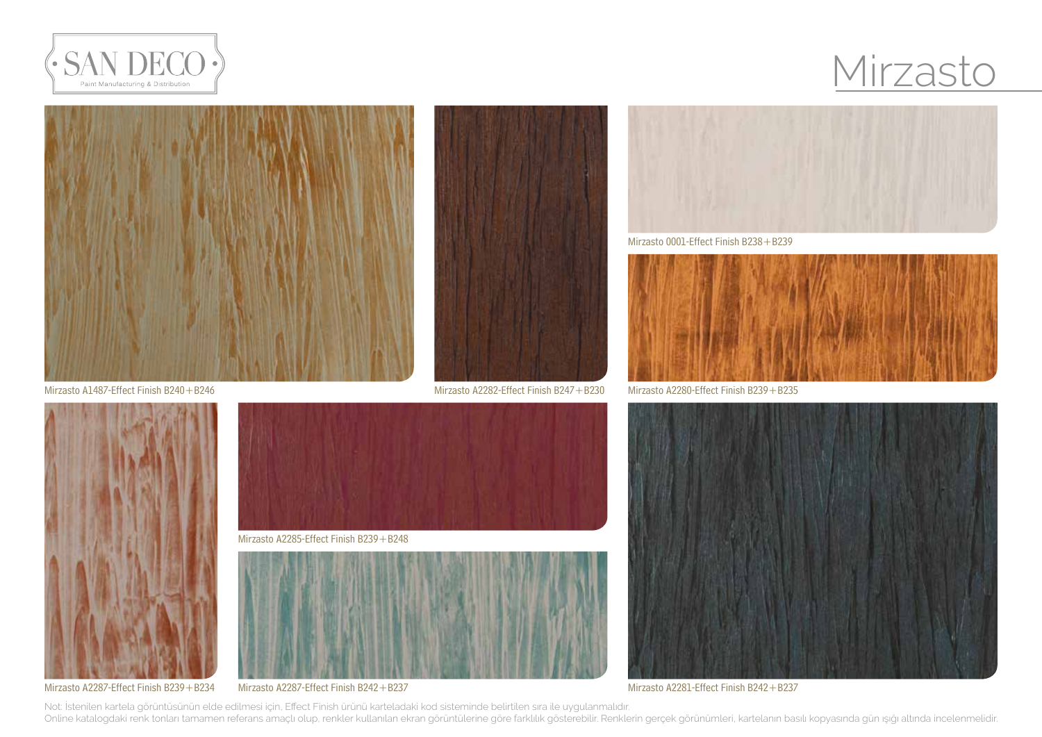SAN DECO

Paint Manufacturing & Distribution

# Mirzasto

Mirzasto A1487-Effect Finish B240+B246

Mirzasto A2282-Effect Finish B247+B230

Mirzasto 0001-Effect Finish B238+B239

Mirzasto A2280-Effect Finish B239+B235

Mirzasto A2287-Effect Finish B239+B234

Mirzasto A2285-Effect Finish B239+B248

Mirzasto A2287-Effect Finish B242+B237

Mirzasto A2281-Effect Finish B242+B237

Not: İstenilen kartela görüntüsünün elde edilmesi için, Effect Finish ürünü karteladaki kod sisteminde belirtilen sıra ile uygulanmalıdır.
Online katalogdaki renk tonları tamamen referans amaçlı olup, renkler kullanılan ekran görüntülerine göre farklılık gösterebilir. Renklerin gerçek görünümleri, kartelanın basılı kopyasında gün ışığı altında incelenmelidir.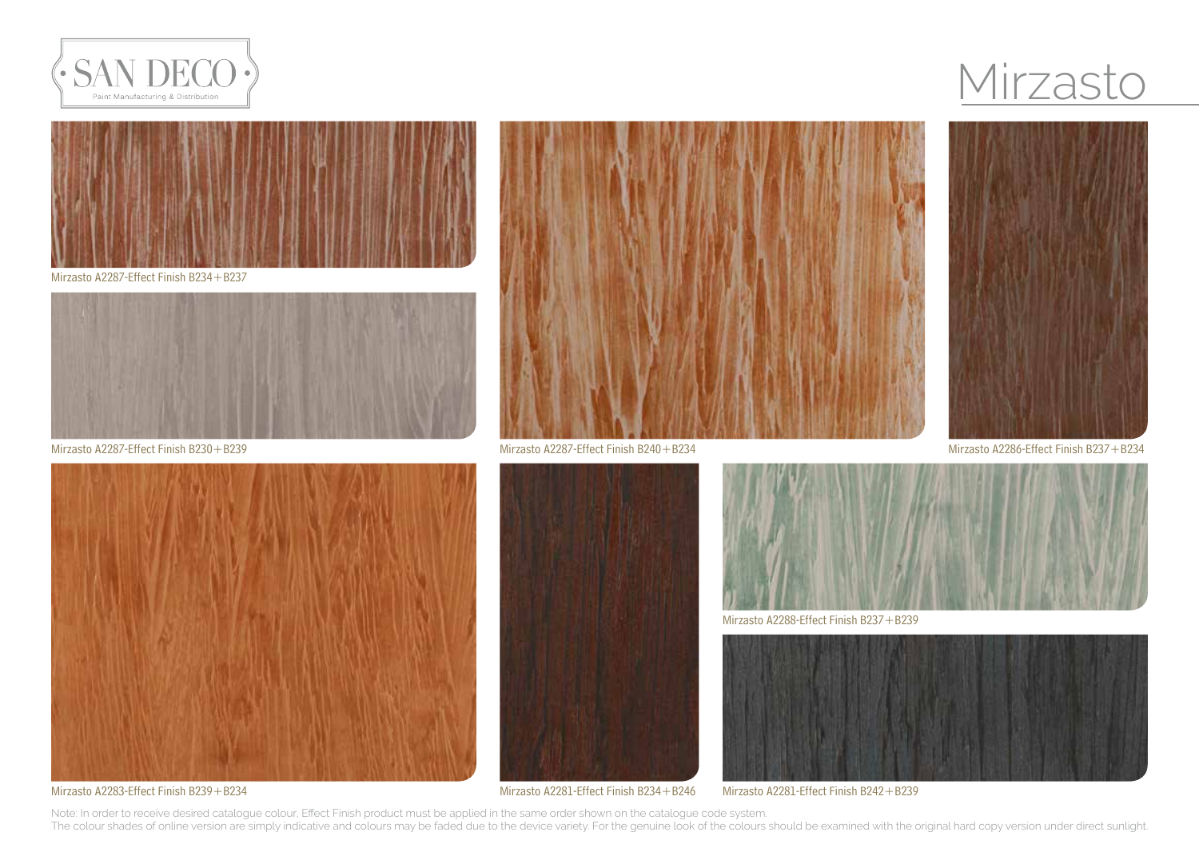SAN DECO

Paint Manufacturing & Distribution

# Mirzasto

Mirzasto A2287-Effect Finish B234+B237

Mirzasto A2287-Effect Finish B230+B239

Mirzasto A2287-Effect Finish B240+B234

Mirzasto A2286-Effect Finish B237+B234

Mirzasto A2288-Effect Finish B237+B239

Mirzasto A2283-Effect Finish B239+B234

Mirzasto A2281-Effect Finish B234+B246

Mirzasto A2281-Effect Finish B242+B239

Note: In order to receive desired catalogue colour, Effect Finish product must be applied in the same order shown on the catalogue code system.
The colour shades of online version are simply indicative and colours may be faded due to the device variety. For the genuine look of the colours should be examined with the original hard copy version under direct sunlight.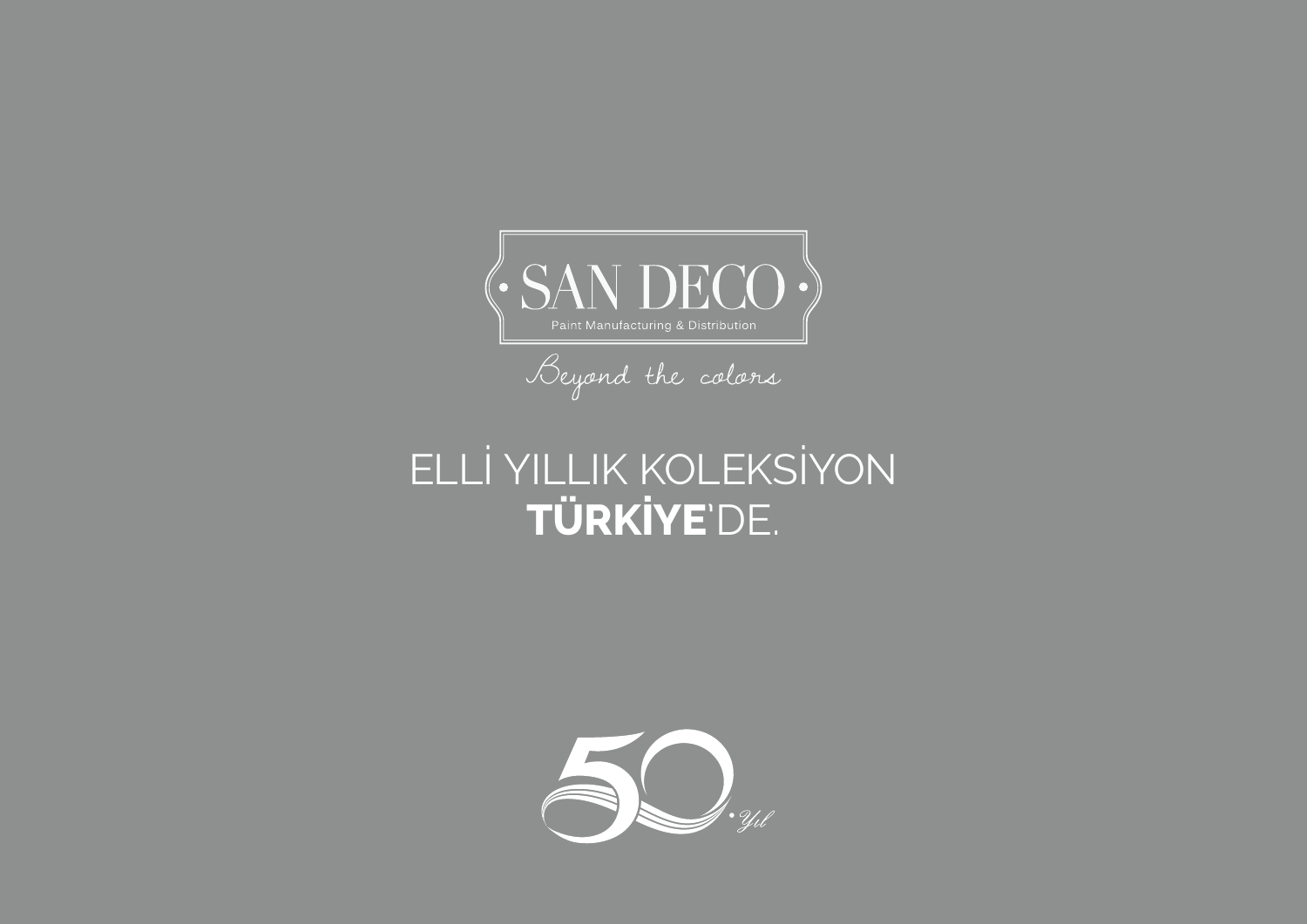SAN DECO

Paint Manufacturing & Distribution

*Beyond the colors*

ELLİ YILLIK KOLEKSİYON
**TÜRKİYE**'DE.

50 Yıl